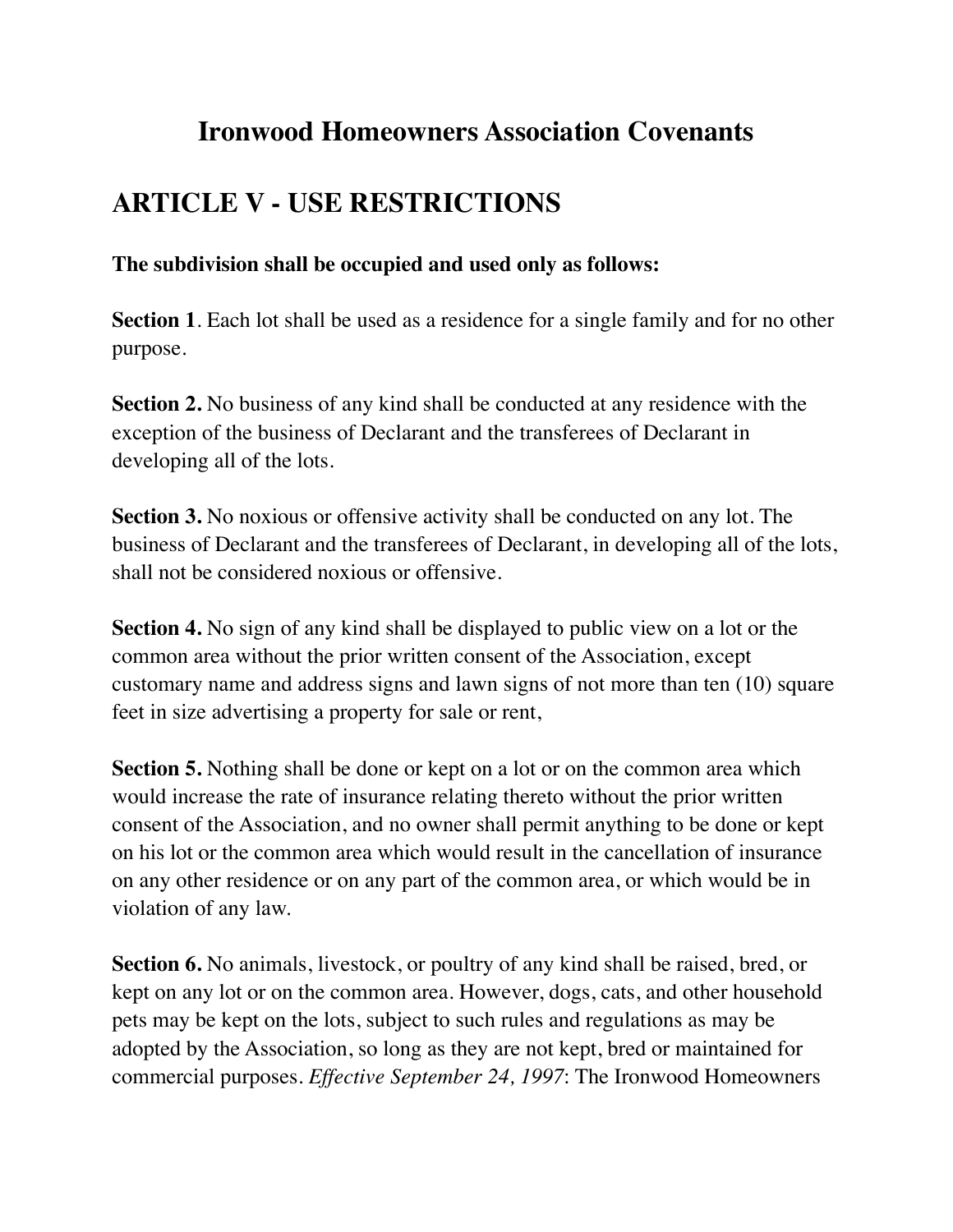# Ironwood Homeowners Association Covenants

## ARTICLE V - USE RESTRICTIONS

**The subdivision shall be occupied and used only as follows:**

**Section 1**. Each lot shall be used as a residence for a single family and for no other purpose.

**Section 2.** No business of any kind shall be conducted at any residence with the exception of the business of Declarant and the transferees of Declarant in developing all of the lots.

**Section 3.** No noxious or offensive activity shall be conducted on any lot. The business of Declarant and the transferees of Declarant, in developing all of the lots, shall not be considered noxious or offensive.

**Section 4.** No sign of any kind shall be displayed to public view on a lot or the common area without the prior written consent of the Association, except customary name and address signs and lawn signs of not more than ten (10) square feet in size advertising a property for sale or rent,

**Section 5.** Nothing shall be done or kept on a lot or on the common area which would increase the rate of insurance relating thereto without the prior written consent of the Association, and no owner shall permit anything to be done or kept on his lot or the common area which would result in the cancellation of insurance on any other residence or on any part of the common area, or which would be in violation of any law.

**Section 6.** No animals, livestock, or poultry of any kind shall be raised, bred, or kept on any lot or on the common area. However, dogs, cats, and other household pets may be kept on the lots, subject to such rules and regulations as may be adopted by the Association, so long as they are not kept, bred or maintained for commercial purposes. *Effective September 24, 1997*: The Ironwood Homeowners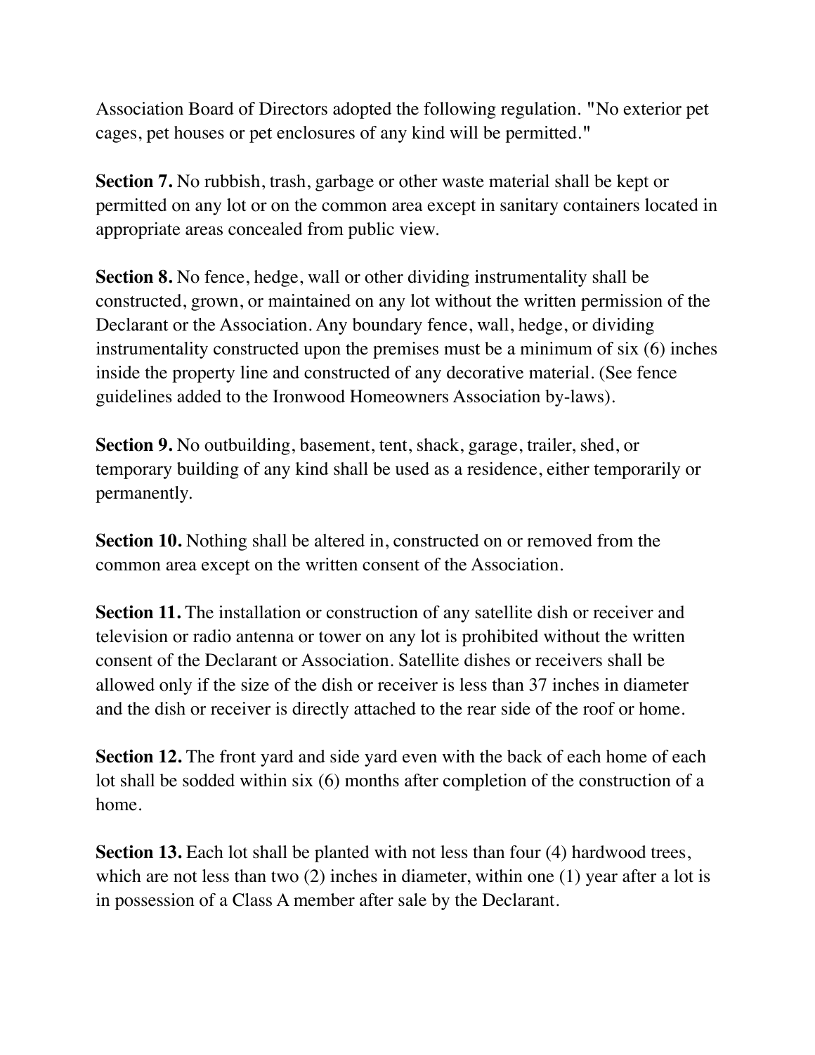Association Board of Directors adopted the following regulation. "No exterior pet cages, pet houses or pet enclosures of any kind will be permitted."

**Section 7.** No rubbish, trash, garbage or other waste material shall be kept or permitted on any lot or on the common area except in sanitary containers located in appropriate areas concealed from public view.

**Section 8.** No fence, hedge, wall or other dividing instrumentality shall be constructed, grown, or maintained on any lot without the written permission of the Declarant or the Association. Any boundary fence, wall, hedge, or dividing instrumentality constructed upon the premises must be a minimum of six (6) inches inside the property line and constructed of any decorative material. (See fence guidelines added to the Ironwood Homeowners Association by-laws).

**Section 9.** No outbuilding, basement, tent, shack, garage, trailer, shed, or temporary building of any kind shall be used as a residence, either temporarily or permanently.

**Section 10.** Nothing shall be altered in, constructed on or removed from the common area except on the written consent of the Association.

**Section 11.** The installation or construction of any satellite dish or receiver and television or radio antenna or tower on any lot is prohibited without the written consent of the Declarant or Association. Satellite dishes or receivers shall be allowed only if the size of the dish or receiver is less than 37 inches in diameter and the dish or receiver is directly attached to the rear side of the roof or home.

**Section 12.** The front yard and side yard even with the back of each home of each lot shall be sodded within six (6) months after completion of the construction of a home.

**Section 13.** Each lot shall be planted with not less than four (4) hardwood trees, which are not less than two (2) inches in diameter, within one (1) year after a lot is in possession of a Class A member after sale by the Declarant.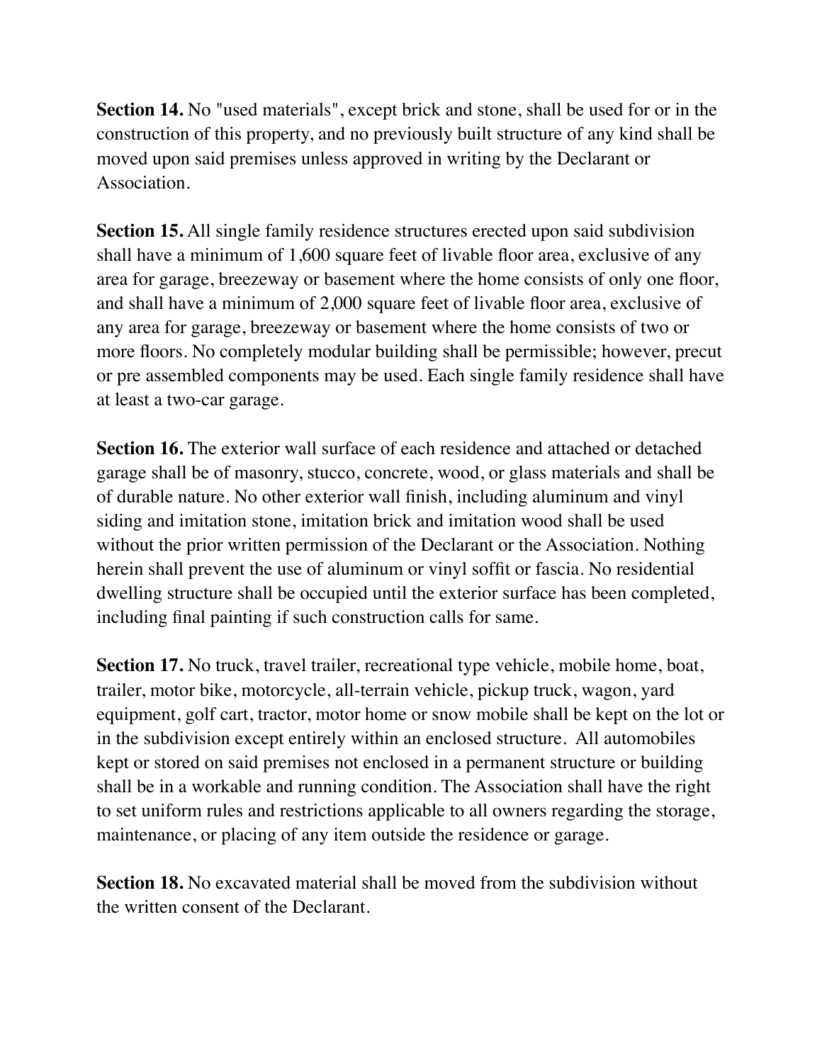**Section 14.** No "used materials", except brick and stone, shall be used for or in the construction of this property, and no previously built structure of any kind shall be moved upon said premises unless approved in writing by the Declarant or Association.

**Section 15.** All single family residence structures erected upon said subdivision shall have a minimum of 1,600 square feet of livable floor area, exclusive of any area for garage, breezeway or basement where the home consists of only one floor, and shall have a minimum of 2,000 square feet of livable floor area, exclusive of any area for garage, breezeway or basement where the home consists of two or more floors. No completely modular building shall be permissible; however, precut or pre assembled components may be used. Each single family residence shall have at least a two-car garage.

**Section 16.** The exterior wall surface of each residence and attached or detached garage shall be of masonry, stucco, concrete, wood, or glass materials and shall be of durable nature. No other exterior wall finish, including aluminum and vinyl siding and imitation stone, imitation brick and imitation wood shall be used without the prior written permission of the Declarant or the Association. Nothing herein shall prevent the use of aluminum or vinyl soffit or fascia. No residential dwelling structure shall be occupied until the exterior surface has been completed, including final painting if such construction calls for same.

**Section 17.** No truck, travel trailer, recreational type vehicle, mobile home, boat, trailer, motor bike, motorcycle, all-terrain vehicle, pickup truck, wagon, yard equipment, golf cart, tractor, motor home or snow mobile shall be kept on the lot or in the subdivision except entirely within an enclosed structure. All automobiles kept or stored on said premises not enclosed in a permanent structure or building shall be in a workable and running condition. The Association shall have the right to set uniform rules and restrictions applicable to all owners regarding the storage, maintenance, or placing of any item outside the residence or garage.

**Section 18.** No excavated material shall be moved from the subdivision without the written consent of the Declarant.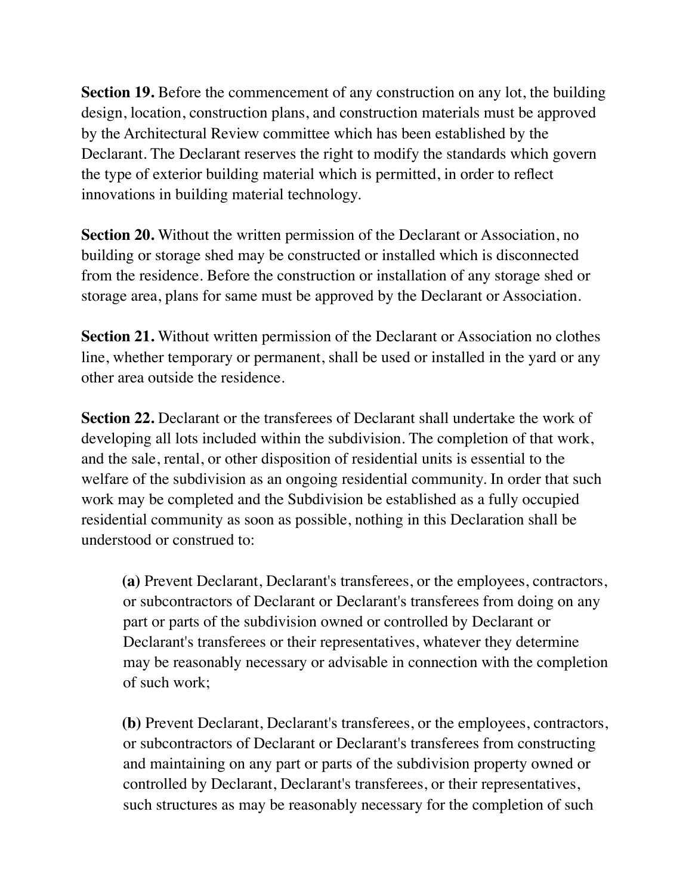**Section 19.** Before the commencement of any construction on any lot, the building design, location, construction plans, and construction materials must be approved by the Architectural Review committee which has been established by the Declarant. The Declarant reserves the right to modify the standards which govern the type of exterior building material which is permitted, in order to reflect innovations in building material technology.

**Section 20.** Without the written permission of the Declarant or Association, no building or storage shed may be constructed or installed which is disconnected from the residence. Before the construction or installation of any storage shed or storage area, plans for same must be approved by the Declarant or Association.

**Section 21.** Without written permission of the Declarant or Association no clothes line, whether temporary or permanent, shall be used or installed in the yard or any other area outside the residence.

**Section 22.** Declarant or the transferees of Declarant shall undertake the work of developing all lots included within the subdivision. The completion of that work, and the sale, rental, or other disposition of residential units is essential to the welfare of the subdivision as an ongoing residential community. In order that such work may be completed and the Subdivision be established as a fully occupied residential community as soon as possible, nothing in this Declaration shall be understood or construed to:

> **(a)** Prevent Declarant, Declarant's transferees, or the employees, contractors, or subcontractors of Declarant or Declarant's transferees from doing on any part or parts of the subdivision owned or controlled by Declarant or Declarant's transferees or their representatives, whatever they determine may be reasonably necessary or advisable in connection with the completion of such work;
>
> **(b)** Prevent Declarant, Declarant's transferees, or the employees, contractors, or subcontractors of Declarant or Declarant's transferees from constructing and maintaining on any part or parts of the subdivision property owned or controlled by Declarant, Declarant's transferees, or their representatives, such structures as may be reasonably necessary for the completion of such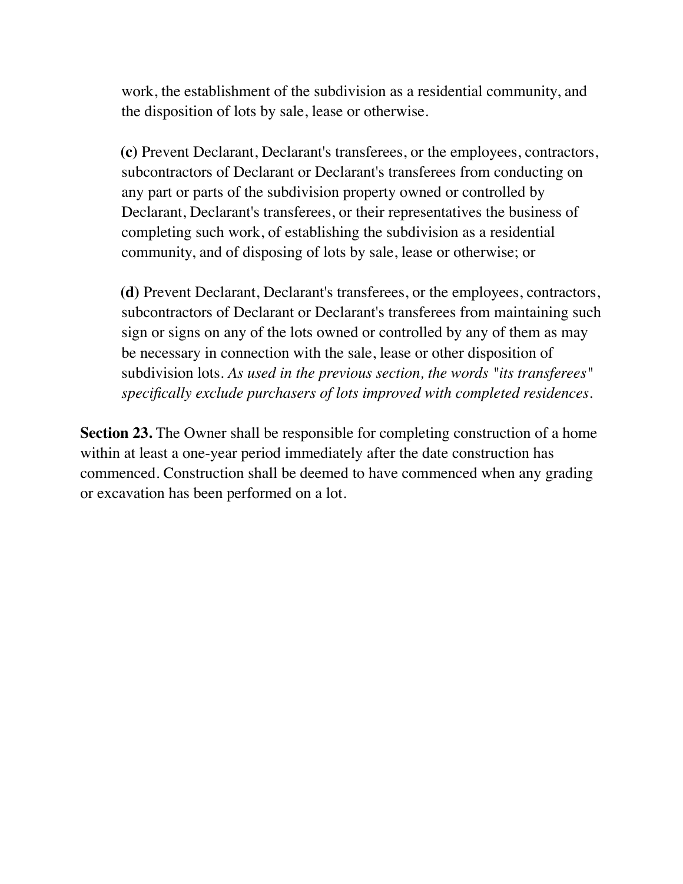work, the establishment of the subdivision as a residential community, and the disposition of lots by sale, lease or otherwise.

**(c)** Prevent Declarant, Declarant's transferees, or the employees, contractors, subcontractors of Declarant or Declarant's transferees from conducting on any part or parts of the subdivision property owned or controlled by Declarant, Declarant's transferees, or their representatives the business of completing such work, of establishing the subdivision as a residential community, and of disposing of lots by sale, lease or otherwise; or

**(d)** Prevent Declarant, Declarant's transferees, or the employees, contractors, subcontractors of Declarant or Declarant's transferees from maintaining such sign or signs on any of the lots owned or controlled by any of them as may be necessary in connection with the sale, lease or other disposition of subdivision lots. *As used in the previous section, the words "its transferees" specifically exclude purchasers of lots improved with completed residences.*

**Section 23.** The Owner shall be responsible for completing construction of a home within at least a one-year period immediately after the date construction has commenced. Construction shall be deemed to have commenced when any grading or excavation has been performed on a lot.